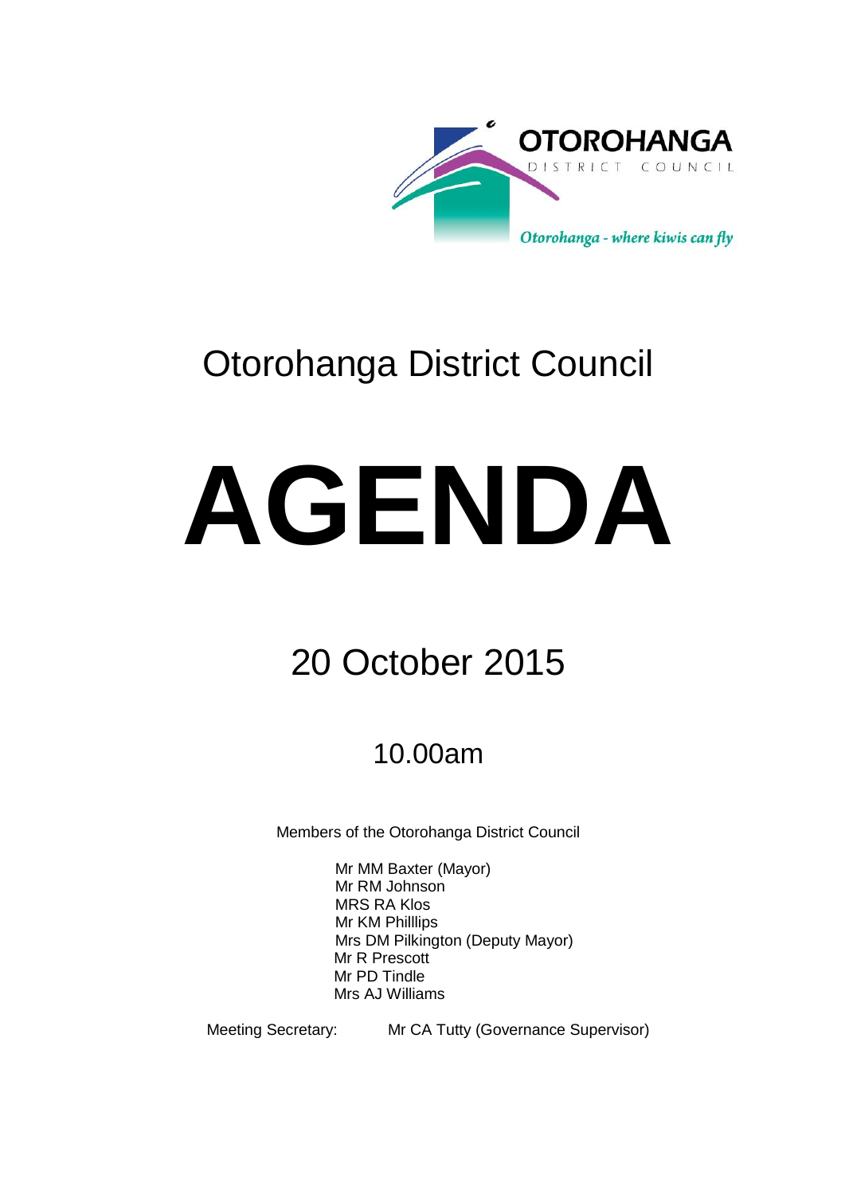OTOROHANGA DISTRICT COUNCIL

*Otorohanga - where kiwis can fly*

# Otorohanga District Council

# AGENDA

## 20 October 2015

### 10.00am

Members of the Otorohanga District Council

Mr MM Baxter (Mayor)
Mr RM Johnson
MRS RA Klos
Mr KM Philllips
Mrs DM Pilkington (Deputy Mayor)
Mr R Prescott
Mr PD Tindle
Mrs AJ Williams

Meeting Secretary: Mr CA Tutty (Governance Supervisor)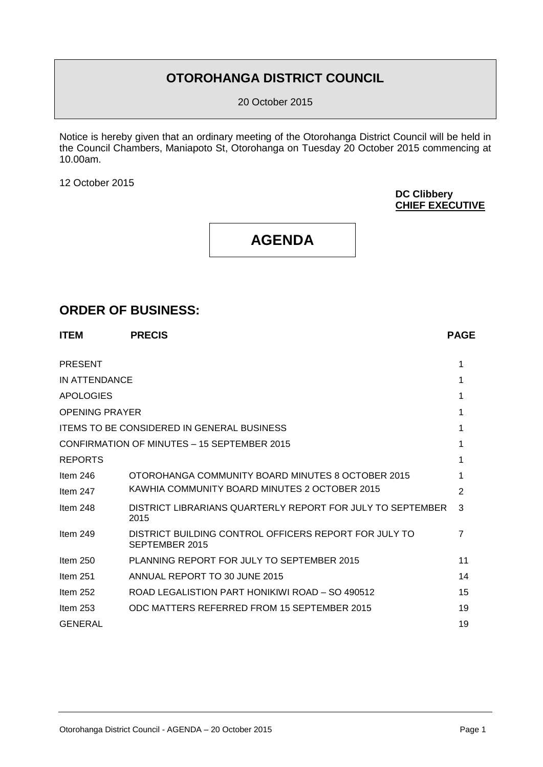# OTOROHANGA DISTRICT COUNCIL

20 October 2015

Notice is hereby given that an ordinary meeting of the Otorohanga District Council will be held in the Council Chambers, Maniapoto St, Otorohanga on Tuesday 20 October 2015 commencing at 10.00am.

12 October 2015

**DC Clibbery**
**CHIEF EXECUTIVE**

# AGENDA

## ORDER OF BUSINESS:

| ITEM | PRECIS | PAGE |
|---|---|---|
| PRESENT | | 1 |
| IN ATTENDANCE | | 1 |
| APOLOGIES | | 1 |
| OPENING PRAYER | | 1 |
| ITEMS TO BE CONSIDERED IN GENERAL BUSINESS | | 1 |
| CONFIRMATION OF MINUTES – 15 SEPTEMBER 2015 | | 1 |
| REPORTS | | 1 |
| Item 246 | OTOROHANGA COMMUNITY BOARD MINUTES 8 OCTOBER 2015 | 1 |
| Item 247 | KAWHIA COMMUNITY BOARD MINUTES 2 OCTOBER 2015 | 2 |
| Item 248 | DISTRICT LIBRARIANS QUARTERLY REPORT FOR JULY TO SEPTEMBER 2015 | 3 |
| Item 249 | DISTRICT BUILDING CONTROL OFFICERS REPORT FOR JULY TO SEPTEMBER 2015 | 7 |
| Item 250 | PLANNING REPORT FOR JULY TO SEPTEMBER 2015 | 11 |
| Item 251 | ANNUAL REPORT TO 30 JUNE 2015 | 14 |
| Item 252 | ROAD LEGALISTION PART HONIKIWI ROAD – SO 490512 | 15 |
| Item 253 | ODC MATTERS REFERRED FROM 15 SEPTEMBER 2015 | 19 |
| GENERAL | | 19 |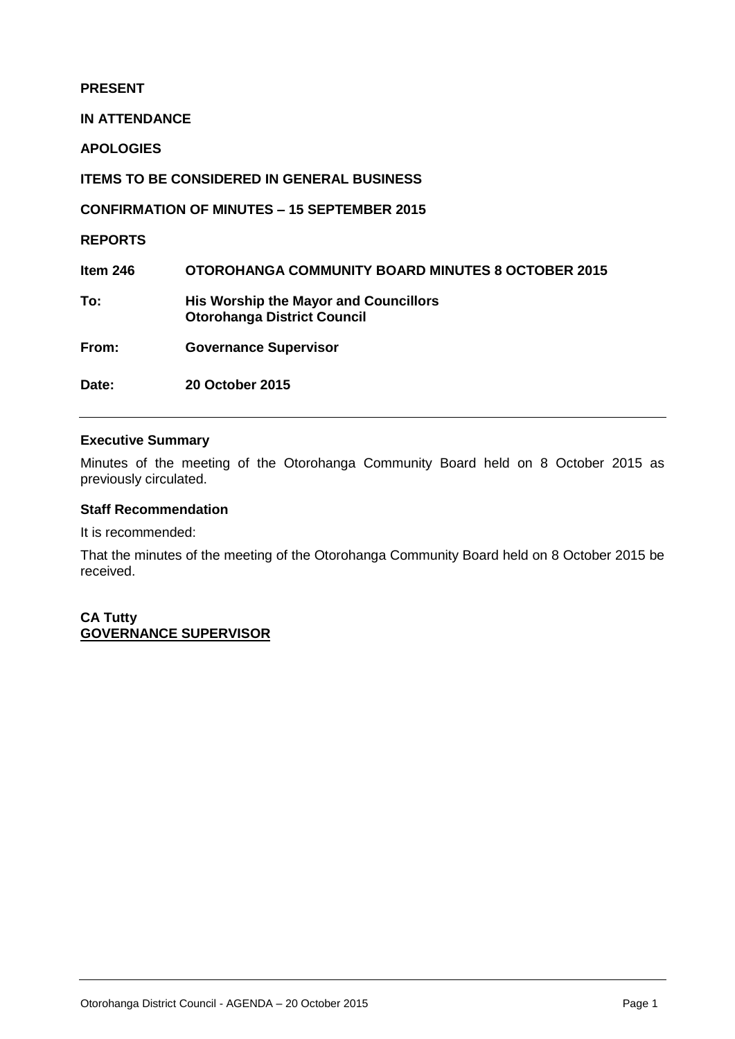**PRESENT**

**IN ATTENDANCE**

**APOLOGIES**

**ITEMS TO BE CONSIDERED IN GENERAL BUSINESS**

**CONFIRMATION OF MINUTES – 15 SEPTEMBER 2015**

**REPORTS**

| | |
|---|---|
| **Item 246** | **OTOROHANGA COMMUNITY BOARD MINUTES 8 OCTOBER 2015** |
| **To:** | **His Worship the Mayor and Councillors**<br>**Otorohanga District Council** |
| **From:** | **Governance Supervisor** |
| **Date:** | **20 October 2015** |

---

### Executive Summary

Minutes of the meeting of the Otorohanga Community Board held on 8 October 2015 as previously circulated.

### Staff Recommendation

It is recommended:

That the minutes of the meeting of the Otorohanga Community Board held on 8 October 2015 be received.

**CA Tutty**
**GOVERNANCE SUPERVISOR**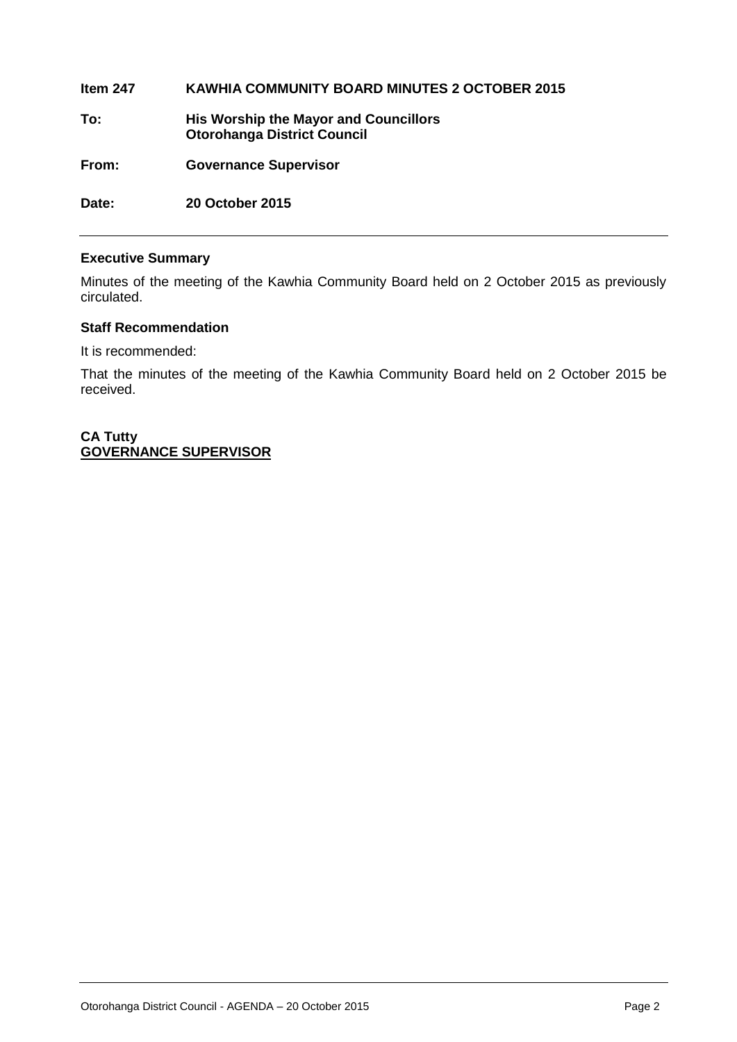**Item 247 KAWHIA COMMUNITY BOARD MINUTES 2 OCTOBER 2015**

**To: His Worship the Mayor and Councillors**
**Otorohanga District Council**

**From: Governance Supervisor**

**Date: 20 October 2015**

---

### Executive Summary

Minutes of the meeting of the Kawhia Community Board held on 2 October 2015 as previously circulated.

### Staff Recommendation

It is recommended:

That the minutes of the meeting of the Kawhia Community Board held on 2 October 2015 be received.

**CA Tutty**
**GOVERNANCE SUPERVISOR**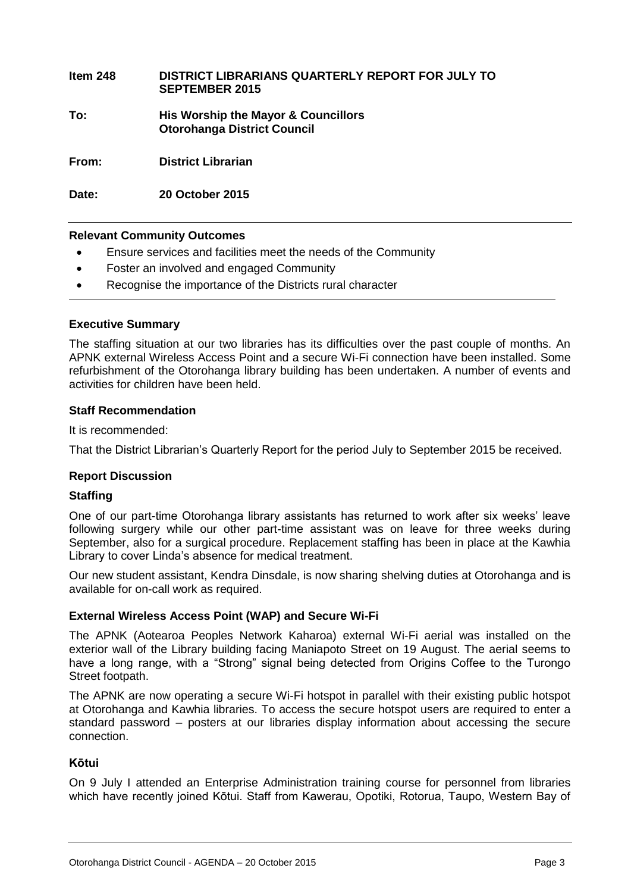**Item 248 DISTRICT LIBRARIANS QUARTERLY REPORT FOR JULY TO SEPTEMBER 2015**

**To: His Worship the Mayor & Councillors**
**Otorohanga District Council**

**From: District Librarian**

**Date: 20 October 2015**

**Relevant Community Outcomes**

- Ensure services and facilities meet the needs of the Community
- Foster an involved and engaged Community
- Recognise the importance of the Districts rural character

**Executive Summary**

The staffing situation at our two libraries has its difficulties over the past couple of months. An APNK external Wireless Access Point and a secure Wi-Fi connection have been installed. Some refurbishment of the Otorohanga library building has been undertaken. A number of events and activities for children have been held.

**Staff Recommendation**

It is recommended:

That the District Librarian's Quarterly Report for the period July to September 2015 be received.

**Report Discussion**

**Staffing**

One of our part-time Otorohanga library assistants has returned to work after six weeks' leave following surgery while our other part-time assistant was on leave for three weeks during September, also for a surgical procedure. Replacement staffing has been in place at the Kawhia Library to cover Linda's absence for medical treatment.

Our new student assistant, Kendra Dinsdale, is now sharing shelving duties at Otorohanga and is available for on-call work as required.

**External Wireless Access Point (WAP) and Secure Wi-Fi**

The APNK (Aotearoa Peoples Network Kaharoa) external Wi-Fi aerial was installed on the exterior wall of the Library building facing Maniapoto Street on 19 August. The aerial seems to have a long range, with a "Strong" signal being detected from Origins Coffee to the Turongo Street footpath.

The APNK are now operating a secure Wi-Fi hotspot in parallel with their existing public hotspot at Otorohanga and Kawhia libraries. To access the secure hotspot users are required to enter a standard password – posters at our libraries display information about accessing the secure connection.

**Kōtui**

On 9 July I attended an Enterprise Administration training course for personnel from libraries which have recently joined Kōtui. Staff from Kawerau, Opotiki, Rotorua, Taupo, Western Bay of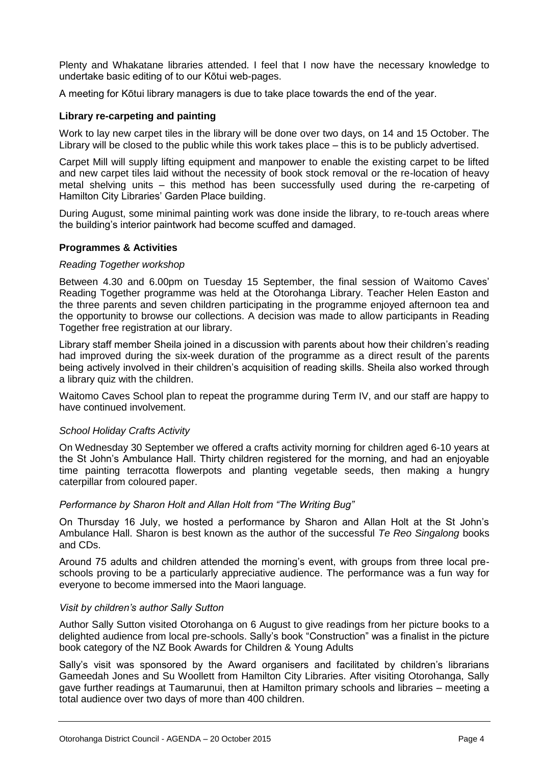Plenty and Whakatane libraries attended. I feel that I now have the necessary knowledge to undertake basic editing of to our Kōtui web-pages.

A meeting for Kōtui library managers is due to take place towards the end of the year.

**Library re-carpeting and painting**

Work to lay new carpet tiles in the library will be done over two days, on 14 and 15 October. The Library will be closed to the public while this work takes place – this is to be publicly advertised.

Carpet Mill will supply lifting equipment and manpower to enable the existing carpet to be lifted and new carpet tiles laid without the necessity of book stock removal or the re-location of heavy metal shelving units – this method has been successfully used during the re-carpeting of Hamilton City Libraries' Garden Place building.

During August, some minimal painting work was done inside the library, to re-touch areas where the building's interior paintwork had become scuffed and damaged.

**Programmes & Activities**

*Reading Together workshop*

Between 4.30 and 6.00pm on Tuesday 15 September, the final session of Waitomo Caves' Reading Together programme was held at the Otorohanga Library. Teacher Helen Easton and the three parents and seven children participating in the programme enjoyed afternoon tea and the opportunity to browse our collections. A decision was made to allow participants in Reading Together free registration at our library.

Library staff member Sheila joined in a discussion with parents about how their children's reading had improved during the six-week duration of the programme as a direct result of the parents being actively involved in their children's acquisition of reading skills. Sheila also worked through a library quiz with the children.

Waitomo Caves School plan to repeat the programme during Term IV, and our staff are happy to have continued involvement.

*School Holiday Crafts Activity*

On Wednesday 30 September we offered a crafts activity morning for children aged 6-10 years at the St John's Ambulance Hall. Thirty children registered for the morning, and had an enjoyable time painting terracotta flowerpots and planting vegetable seeds, then making a hungry caterpillar from coloured paper.

*Performance by Sharon Holt and Allan Holt from "The Writing Bug"*

On Thursday 16 July, we hosted a performance by Sharon and Allan Holt at the St John's Ambulance Hall. Sharon is best known as the author of the successful *Te Reo Singalong* books and CDs.

Around 75 adults and children attended the morning's event, with groups from three local pre-schools proving to be a particularly appreciative audience. The performance was a fun way for everyone to become immersed into the Maori language.

*Visit by children's author Sally Sutton*

Author Sally Sutton visited Otorohanga on 6 August to give readings from her picture books to a delighted audience from local pre-schools. Sally's book "Construction" was a finalist in the picture book category of the NZ Book Awards for Children & Young Adults

Sally's visit was sponsored by the Award organisers and facilitated by children's librarians Gameedah Jones and Su Woollett from Hamilton City Libraries. After visiting Otorohanga, Sally gave further readings at Taumarunui, then at Hamilton primary schools and libraries – meeting a total audience over two days of more than 400 children.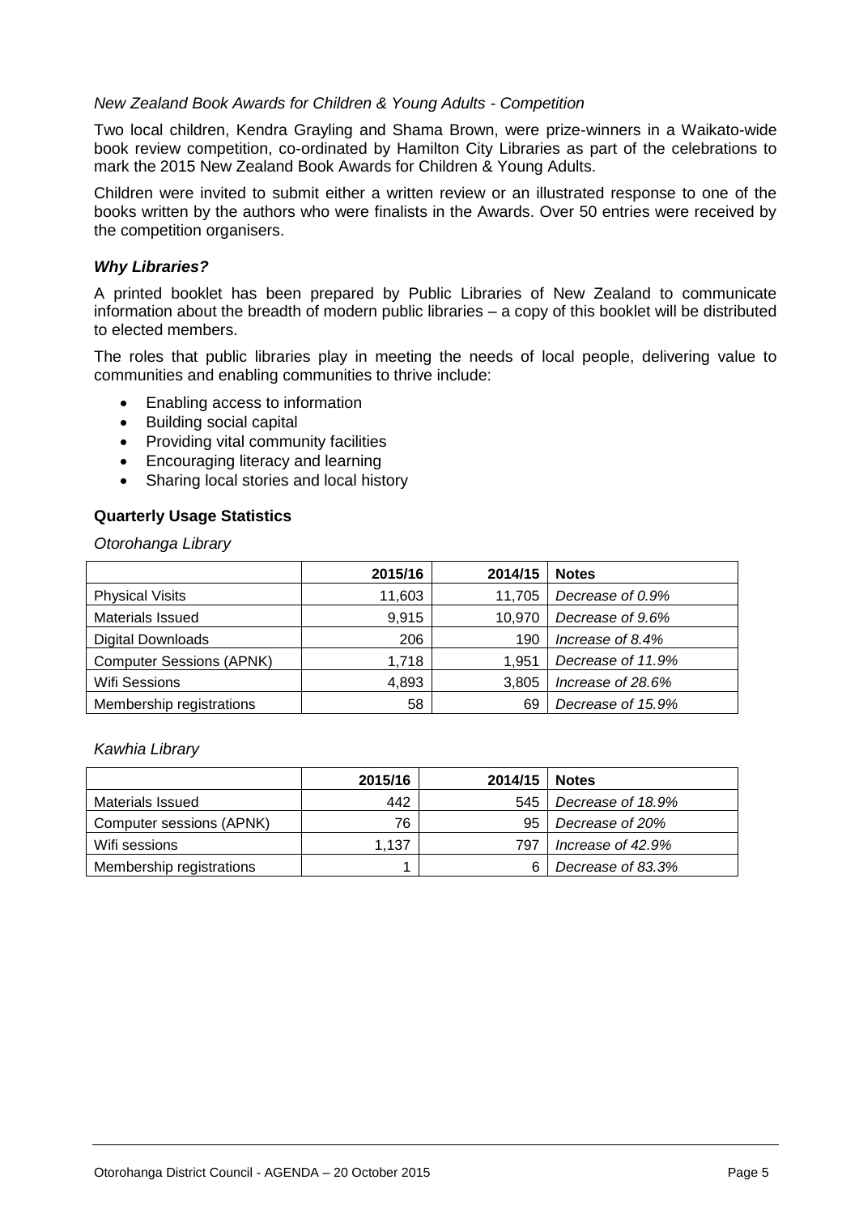*New Zealand Book Awards for Children & Young Adults - Competition*

Two local children, Kendra Grayling and Shama Brown, were prize-winners in a Waikato-wide book review competition, co-ordinated by Hamilton City Libraries as part of the celebrations to mark the 2015 New Zealand Book Awards for Children & Young Adults.

Children were invited to submit either a written review or an illustrated response to one of the books written by the authors who were finalists in the Awards. Over 50 entries were received by the competition organisers.

***Why Libraries?***

A printed booklet has been prepared by Public Libraries of New Zealand to communicate information about the breadth of modern public libraries – a copy of this booklet will be distributed to elected members.

The roles that public libraries play in meeting the needs of local people, delivering value to communities and enabling communities to thrive include:

- Enabling access to information
- Building social capital
- Providing vital community facilities
- Encouraging literacy and learning
- Sharing local stories and local history

**Quarterly Usage Statistics**

*Otorohanga Library*

| | 2015/16 | 2014/15 | Notes |
|---|---:|---:|---|
| Physical Visits | 11,603 | 11,705 | *Decrease of 0.9%* |
| Materials Issued | 9,915 | 10,970 | *Decrease of 9.6%* |
| Digital Downloads | 206 | 190 | *Increase of 8.4%* |
| Computer Sessions (APNK) | 1,718 | 1,951 | *Decrease of 11.9%* |
| Wifi Sessions | 4,893 | 3,805 | *Increase of 28.6%* |
| Membership registrations | 58 | 69 | *Decrease of 15.9%* |

*Kawhia Library*

| | 2015/16 | 2014/15 | Notes |
|---|---:|---:|---|
| Materials Issued | 442 | 545 | *Decrease of 18.9%* |
| Computer sessions (APNK) | 76 | 95 | *Decrease of 20%* |
| Wifi sessions | 1,137 | 797 | *Increase of 42.9%* |
| Membership registrations | 1 | 6 | *Decrease of 83.3%* |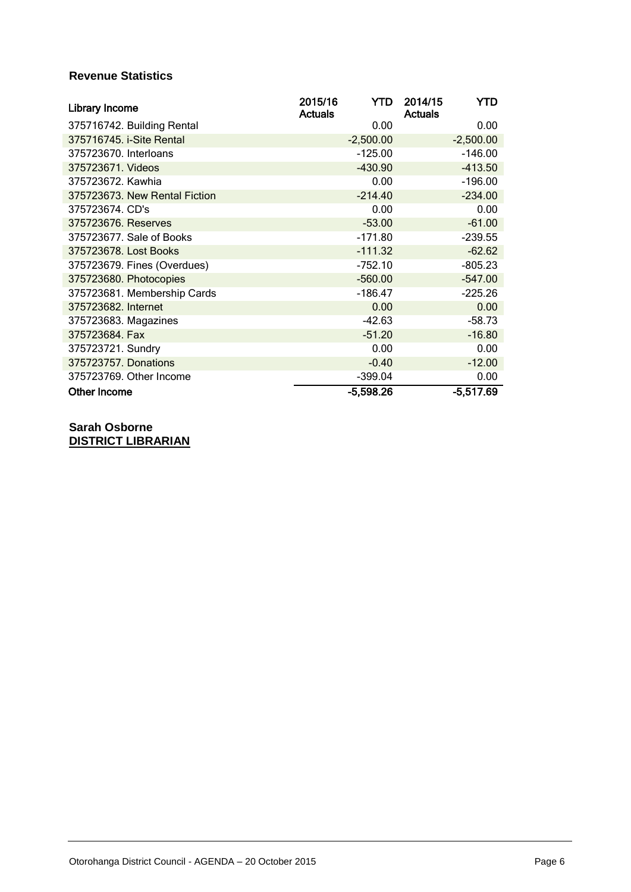### Revenue Statistics

| Library Income | 2015/16 Actuals YTD | 2014/15 Actuals YTD |
|---|---|---|
| 375716742. Building Rental | 0.00 | 0.00 |
| 375716745. i-Site Rental | -2,500.00 | -2,500.00 |
| 375723670. Interloans | -125.00 | -146.00 |
| 375723671. Videos | -430.90 | -413.50 |
| 375723672. Kawhia | 0.00 | -196.00 |
| 375723673. New Rental Fiction | -214.40 | -234.00 |
| 375723674. CD's | 0.00 | 0.00 |
| 375723676. Reserves | -53.00 | -61.00 |
| 375723677. Sale of Books | -171.80 | -239.55 |
| 375723678. Lost Books | -111.32 | -62.62 |
| 375723679. Fines (Overdues) | -752.10 | -805.23 |
| 375723680. Photocopies | -560.00 | -547.00 |
| 375723681. Membership Cards | -186.47 | -225.26 |
| 375723682. Internet | 0.00 | 0.00 |
| 375723683. Magazines | -42.63 | -58.73 |
| 375723684. Fax | -51.20 | -16.80 |
| 375723721. Sundry | 0.00 | 0.00 |
| 375723757. Donations | -0.40 | -12.00 |
| 375723769. Other Income | -399.04 | 0.00 |
| **Other Income** | **-5,598.26** | **-5,517.69** |

**Sarah Osborne**
**DISTRICT LIBRARIAN**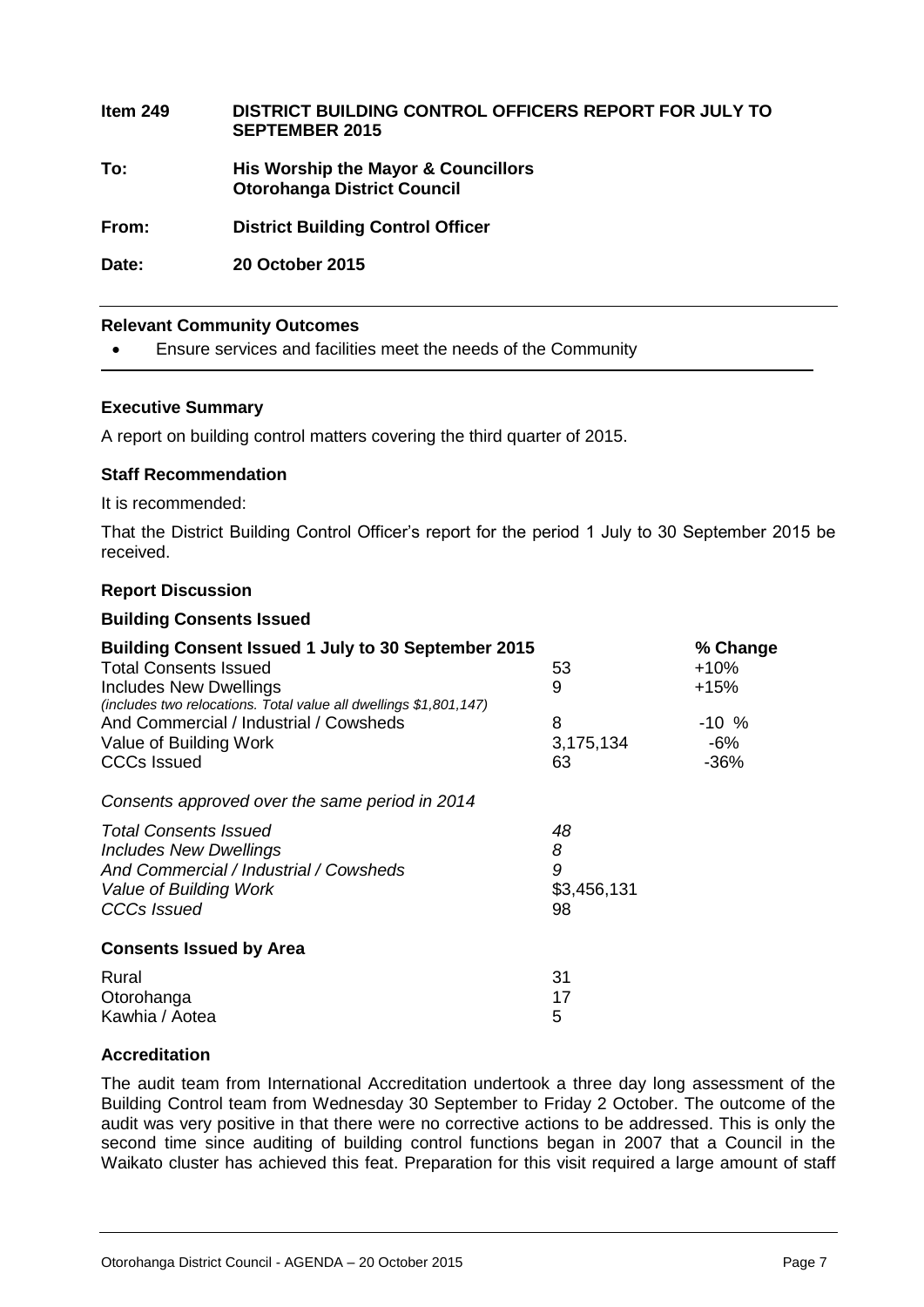| | |
|---|---|
| **Item 249** | **DISTRICT BUILDING CONTROL OFFICERS REPORT FOR JULY TO SEPTEMBER 2015** |
| **To:** | **His Worship the Mayor & Councillors Otorohanga District Council** |
| **From:** | **District Building Control Officer** |
| **Date:** | **20 October 2015** |

---

**Relevant Community Outcomes**

- Ensure services and facilities meet the needs of the Community

---

**Executive Summary**

A report on building control matters covering the third quarter of 2015.

**Staff Recommendation**

It is recommended:

That the District Building Control Officer's report for the period 1 July to 30 September 2015 be received.

**Report Discussion**

**Building Consents Issued**

| **Building Consent Issued 1 July to 30 September 2015** | | **% Change** |
|---|---|---|
| Total Consents Issued | 53 | +10% |
| Includes New Dwellings *(includes two relocations. Total value all dwellings $1,801,147)* | 9 | +15% |
| And Commercial / Industrial / Cowsheds | 8 | -10 % |
| Value of Building Work | 3,175,134 | -6% |
| CCCs Issued | 63 | -36% |

*Consents approved over the same period in 2014*

| | |
|---|---|
| *Total Consents Issued* | *48* |
| *Includes New Dwellings* | *8* |
| *And Commercial / Industrial / Cowsheds* | *9* |
| *Value of Building Work* | *$3,456,131* |
| *CCCs Issued* | *98* |

**Consents Issued by Area**

| | |
|---|---|
| Rural | 31 |
| Otorohanga | 17 |
| Kawhia / Aotea | 5 |

**Accreditation**

The audit team from International Accreditation undertook a three day long assessment of the Building Control team from Wednesday 30 September to Friday 2 October. The outcome of the audit was very positive in that there were no corrective actions to be addressed. This is only the second time since auditing of building control functions began in 2007 that a Council in the Waikato cluster has achieved this feat. Preparation for this visit required a large amount of staff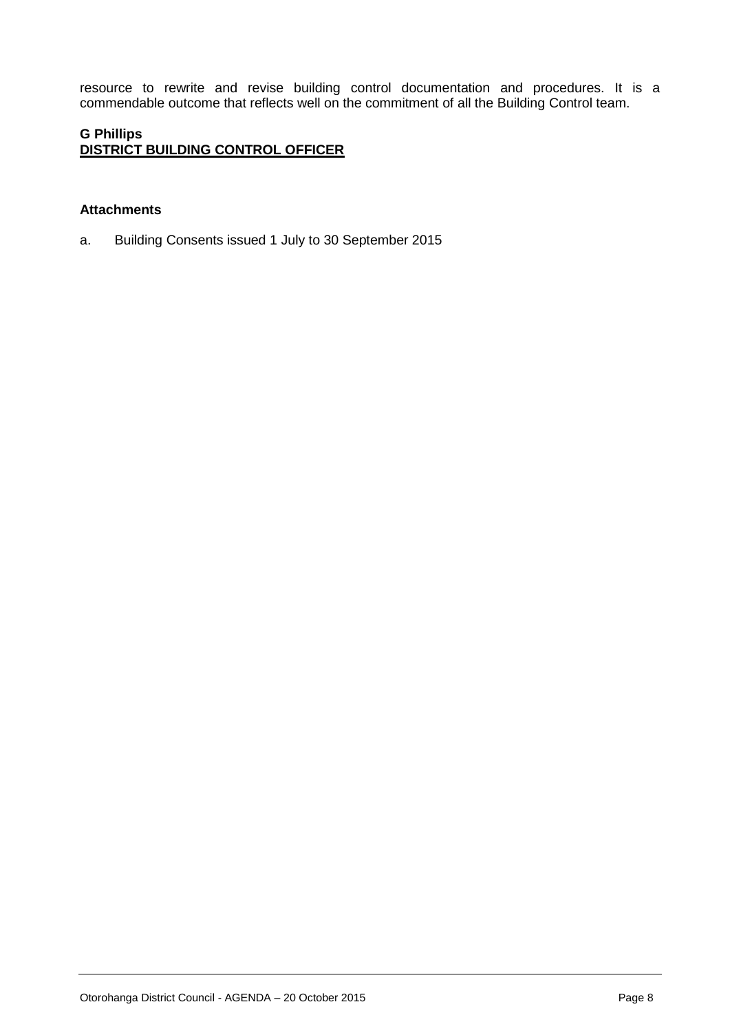resource to rewrite and revise building control documentation and procedures. It is a commendable outcome that reflects well on the commitment of all the Building Control team.

**G Phillips**
**DISTRICT BUILDING CONTROL OFFICER**

**Attachments**

a. Building Consents issued 1 July to 30 September 2015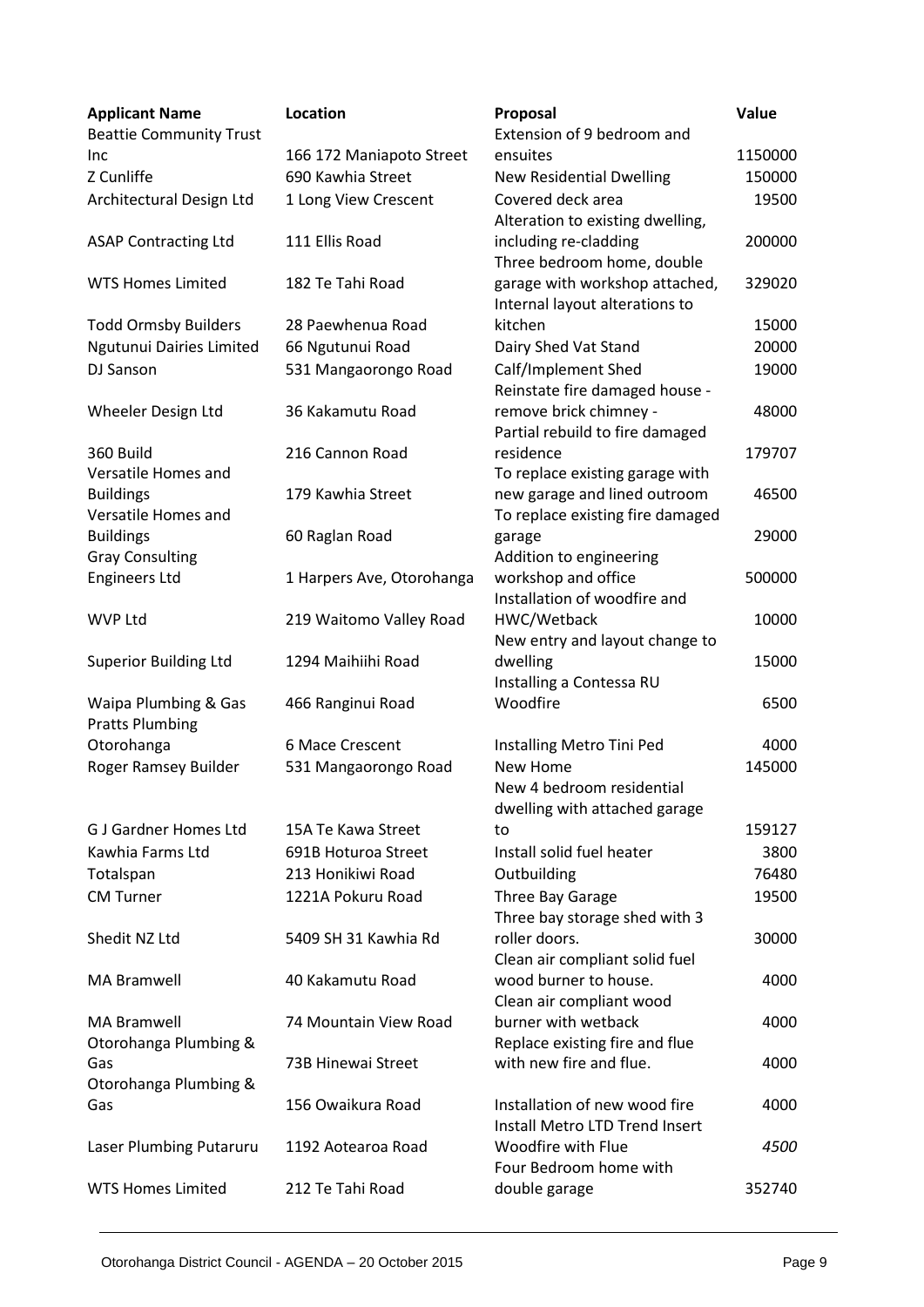| Applicant Name | Location | Proposal | Value |
|---|---|---|---|
| Beattie Community Trust Inc | 166 172 Maniapoto Street | Extension of 9 bedroom and ensuites | 1150000 |
| Z Cunliffe | 690 Kawhia Street | New Residential Dwelling | 150000 |
| Architectural Design Ltd | 1 Long View Crescent | Covered deck area | 19500 |
| ASAP Contracting Ltd | 111 Ellis Road | Alteration to existing dwelling, including re-cladding | 200000 |
| WTS Homes Limited | 182 Te Tahi Road | Three bedroom home, double garage with workshop attached, | 329020 |
| Todd Ormsby Builders | 28 Paewhenua Road | Internal layout alterations to kitchen | 15000 |
| Ngutunui Dairies Limited | 66 Ngutunui Road | Dairy Shed Vat Stand | 20000 |
| DJ Sanson | 531 Mangaorongo Road | Calf/Implement Shed | 19000 |
| Wheeler Design Ltd | 36 Kakamutu Road | Reinstate fire damaged house - remove brick chimney - | 48000 |
| 360 Build | 216 Cannon Road | Partial rebuild to fire damaged residence | 179707 |
| Versatile Homes and Buildings | 179 Kawhia Street | To replace existing garage with new garage and lined outroom | 46500 |
| Versatile Homes and Buildings | 60 Raglan Road | To replace existing fire damaged garage | 29000 |
| Gray Consulting Engineers Ltd | 1 Harpers Ave, Otorohanga | Addition to engineering workshop and office | 500000 |
| WVP Ltd | 219 Waitomo Valley Road | Installation of woodfire and HWC/Wetback | 10000 |
| Superior Building Ltd | 1294 Maihiihi Road | New entry and layout change to dwelling | 15000 |
| Waipa Plumbing & Gas | 466 Ranginui Road | Installing a Contessa RU Woodfire | 6500 |
| Pratts Plumbing Otorohanga | 6 Mace Crescent | Installing Metro Tini Ped | 4000 |
| Roger Ramsey Builder | 531 Mangaorongo Road | New Home | 145000 |
| G J Gardner Homes Ltd | 15A Te Kawa Street | New 4 bedroom residential dwelling with attached garage to | 159127 |
| Kawhia Farms Ltd | 691B Hoturoa Street | Install solid fuel heater | 3800 |
| Totalspan | 213 Honikiwi Road | Outbuilding | 76480 |
| CM Turner | 1221A Pokuru Road | Three Bay Garage | 19500 |
| Shedit NZ Ltd | 5409 SH 31 Kawhia Rd | Three bay storage shed with 3 roller doors. | 30000 |
| MA Bramwell | 40 Kakamutu Road | Clean air compliant solid fuel wood burner to house. | 4000 |
| MA Bramwell | 74 Mountain View Road | Clean air compliant wood burner with wetback | 4000 |
| Otorohanga Plumbing & Gas | 73B Hinewai Street | Replace existing fire and flue with new fire and flue. | 4000 |
| Otorohanga Plumbing & Gas | 156 Owaikura Road | Installation of new wood fire | 4000 |
| Laser Plumbing Putaruru | 1192 Aotearoa Road | Install Metro LTD Trend Insert Woodfire with Flue | *4500* |
| WTS Homes Limited | 212 Te Tahi Road | Four Bedroom home with double garage | 352740 |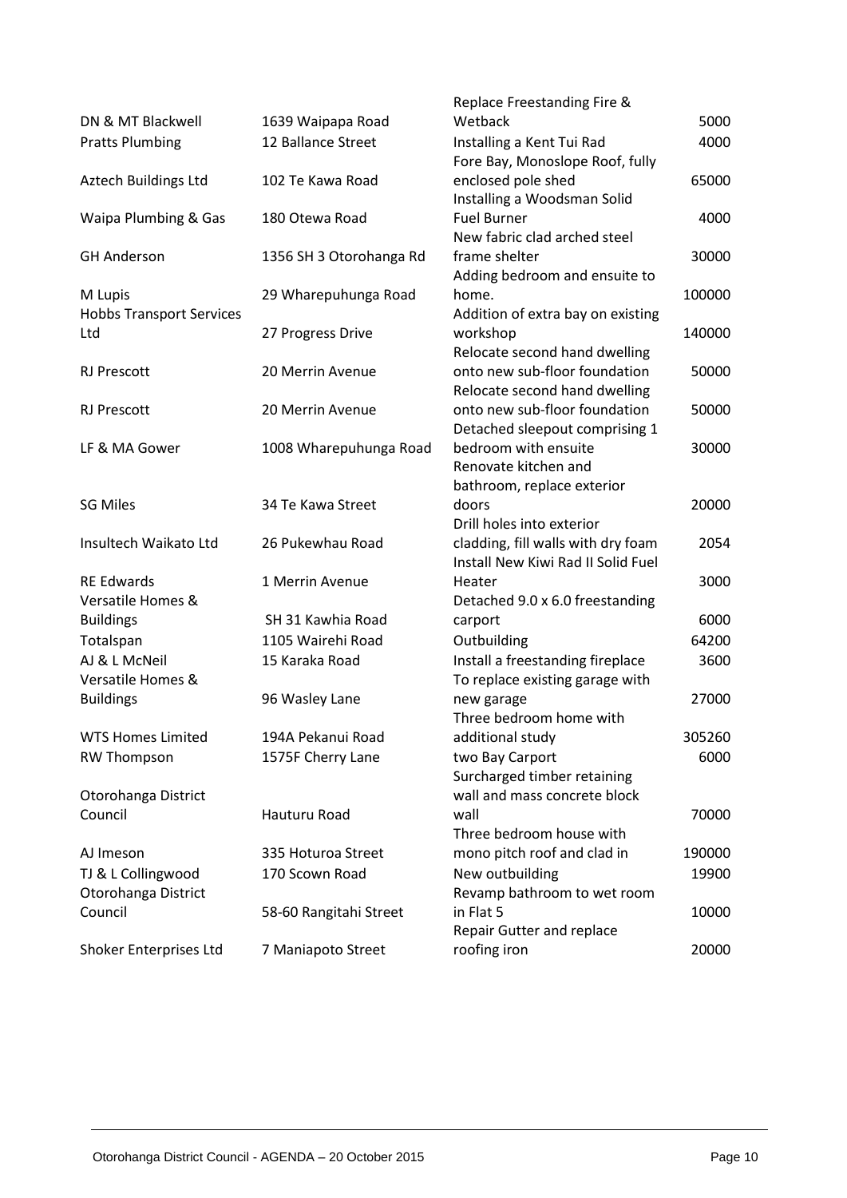| | | | |
|---|---|---|---|
| DN & MT Blackwell | 1639 Waipapa Road | Replace Freestanding Fire & Wetback | 5000 |
| Pratts Plumbing | 12 Ballance Street | Installing a Kent Tui Rad | 4000 |
| Aztech Buildings Ltd | 102 Te Kawa Road | Fore Bay, Monoslope Roof, fully enclosed pole shed | 65000 |
| Waipa Plumbing & Gas | 180 Otewa Road | Installing a Woodsman Solid Fuel Burner | 4000 |
| GH Anderson | 1356 SH 3 Otorohanga Rd | New fabric clad arched steel frame shelter | 30000 |
| M Lupis | 29 Wharepuhunga Road | Adding bedroom and ensuite to home. | 100000 |
| Hobbs Transport Services Ltd | 27 Progress Drive | Addition of extra bay on existing workshop | 140000 |
| RJ Prescott | 20 Merrin Avenue | Relocate second hand dwelling onto new sub-floor foundation | 50000 |
| RJ Prescott | 20 Merrin Avenue | Relocate second hand dwelling onto new sub-floor foundation | 50000 |
| LF & MA Gower | 1008 Wharepuhunga Road | Detached sleepout comprising 1 bedroom with ensuite | 30000 |
| SG Miles | 34 Te Kawa Street | Renovate kitchen and bathroom, replace exterior doors | 20000 |
| Insultech Waikato Ltd | 26 Pukewhau Road | Drill holes into exterior cladding, fill walls with dry foam | 2054 |
| RE Edwards | 1 Merrin Avenue | Install New Kiwi Rad II Solid Fuel Heater | 3000 |
| Versatile Homes & Buildings | SH 31 Kawhia Road | Detached 9.0 x 6.0 freestanding carport | 6000 |
| Totalspan | 1105 Wairehi Road | Outbuilding | 64200 |
| AJ & L McNeil | 15 Karaka Road | Install a freestanding fireplace | 3600 |
| Versatile Homes & Buildings | 96 Wasley Lane | To replace existing garage with new garage | 27000 |
| WTS Homes Limited | 194A Pekanui Road | Three bedroom home with additional study | 305260 |
| RW Thompson | 1575F Cherry Lane | two Bay Carport | 6000 |
| Otorohanga District Council | Hauturu Road | Surcharged timber retaining wall and mass concrete block wall | 70000 |
| AJ Imeson | 335 Hoturoa Street | Three bedroom house with mono pitch roof and clad in | 190000 |
| TJ & L Collingwood | 170 Scown Road | New outbuilding | 19900 |
| Otorohanga District Council | 58-60 Rangitahi Street | Revamp bathroom to wet room in Flat 5 | 10000 |
| Shoker Enterprises Ltd | 7 Maniapoto Street | Repair Gutter and replace roofing iron | 20000 |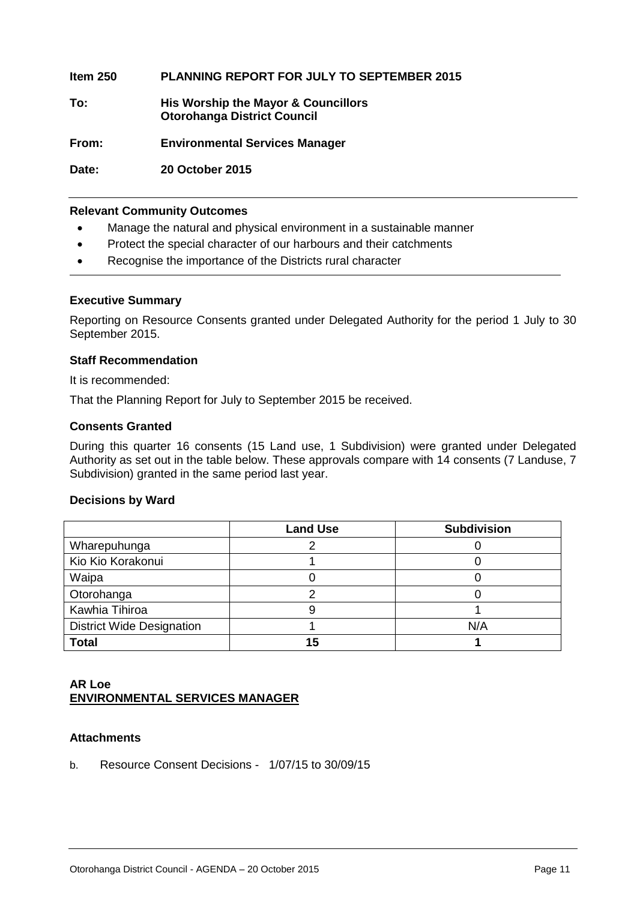**Item 250 PLANNING REPORT FOR JULY TO SEPTEMBER 2015**

**To: His Worship the Mayor & Councillors**
**Otorohanga District Council**

**From: Environmental Services Manager**

**Date: 20 October 2015**

---

**Relevant Community Outcomes**

- Manage the natural and physical environment in a sustainable manner
- Protect the special character of our harbours and their catchments
- Recognise the importance of the Districts rural character

---

**Executive Summary**

Reporting on Resource Consents granted under Delegated Authority for the period 1 July to 30 September 2015.

**Staff Recommendation**

It is recommended:

That the Planning Report for July to September 2015 be received.

**Consents Granted**

During this quarter 16 consents (15 Land use, 1 Subdivision) were granted under Delegated Authority as set out in the table below. These approvals compare with 14 consents (7 Landuse, 7 Subdivision) granted in the same period last year.

**Decisions by Ward**

| | Land Use | Subdivision |
|---|---|---|
| Wharepuhunga | 2 | 0 |
| Kio Kio Korakonui | 1 | 0 |
| Waipa | 0 | 0 |
| Otorohanga | 2 | 0 |
| Kawhia Tihiroa | 9 | 1 |
| District Wide Designation | 1 | N/A |
| **Total** | **15** | **1** |

**AR Loe**
**ENVIRONMENTAL SERVICES MANAGER**

**Attachments**

b. Resource Consent Decisions - 1/07/15 to 30/09/15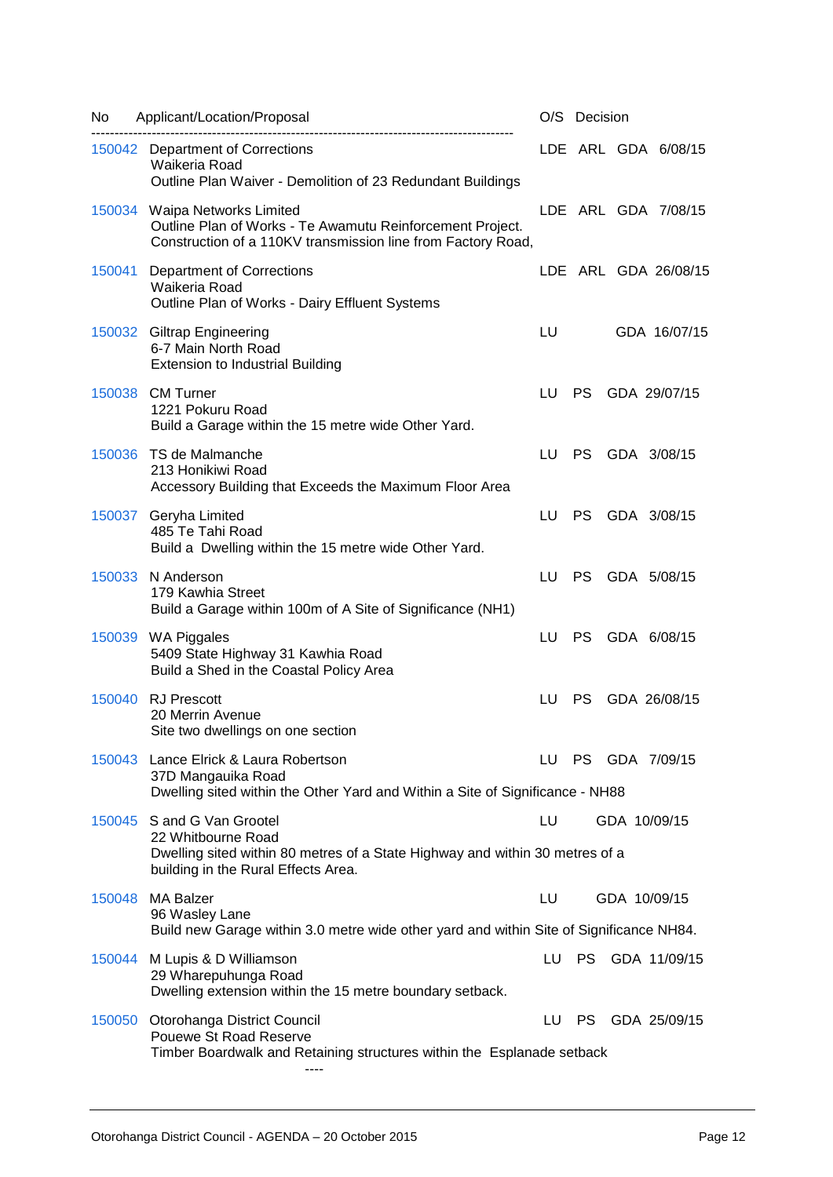| No | Applicant/Location/Proposal | O/S | Decision | | |
|---|---|---|---|---|---|
| 150042 | Department of Corrections<br>Waikeria Road<br>Outline Plan Waiver - Demolition of 23 Redundant Buildings | LDE | ARL | GDA | 6/08/15 |
| 150034 | Waipa Networks Limited<br>Outline Plan of Works - Te Awamutu Reinforcement Project.<br>Construction of a 110KV transmission line from Factory Road, | LDE | ARL | GDA | 7/08/15 |
| 150041 | Department of Corrections<br>Waikeria Road<br>Outline Plan of Works - Dairy Effluent Systems | LDE | ARL | GDA | 26/08/15 |
| 150032 | Giltrap Engineering<br>6-7 Main North Road<br>Extension to Industrial Building | LU | | GDA | 16/07/15 |
| 150038 | CM Turner<br>1221 Pokuru Road<br>Build a Garage within the 15 metre wide Other Yard. | LU | PS | GDA | 29/07/15 |
| 150036 | TS de Malmanche<br>213 Honikiwi Road<br>Accessory Building that Exceeds the Maximum Floor Area | LU | PS | GDA | 3/08/15 |
| 150037 | Geryha Limited<br>485 Te Tahi Road<br>Build a Dwelling within the 15 metre wide Other Yard. | LU | PS | GDA | 3/08/15 |
| 150033 | N Anderson<br>179 Kawhia Street<br>Build a Garage within 100m of A Site of Significance (NH1) | LU | PS | GDA | 5/08/15 |
| 150039 | WA Piggales<br>5409 State Highway 31 Kawhia Road<br>Build a Shed in the Coastal Policy Area | LU | PS | GDA | 6/08/15 |
| 150040 | RJ Prescott<br>20 Merrin Avenue<br>Site two dwellings on one section | LU | PS | GDA | 26/08/15 |
| 150043 | Lance Elrick & Laura Robertson<br>37D Mangauika Road<br>Dwelling sited within the Other Yard and Within a Site of Significance - NH88 | LU | PS | GDA | 7/09/15 |
| 150045 | S and G Van Grootel<br>22 Whitbourne Road<br>Dwelling sited within 80 metres of a State Highway and within 30 metres of a building in the Rural Effects Area. | LU | | GDA | 10/09/15 |
| 150048 | MA Balzer<br>96 Wasley Lane<br>Build new Garage within 3.0 metre wide other yard and within Site of Significance NH84. | LU | | GDA | 10/09/15 |
| 150044 | M Lupis & D Williamson<br>29 Wharepuhunga Road<br>Dwelling extension within the 15 metre boundary setback. | LU | PS | GDA | 11/09/15 |
| 150050 | Otorohanga District Council<br>Pouewe St Road Reserve<br>Timber Boardwalk and Retaining structures within the Esplanade setback | LU | PS | GDA | 25/09/15 |

----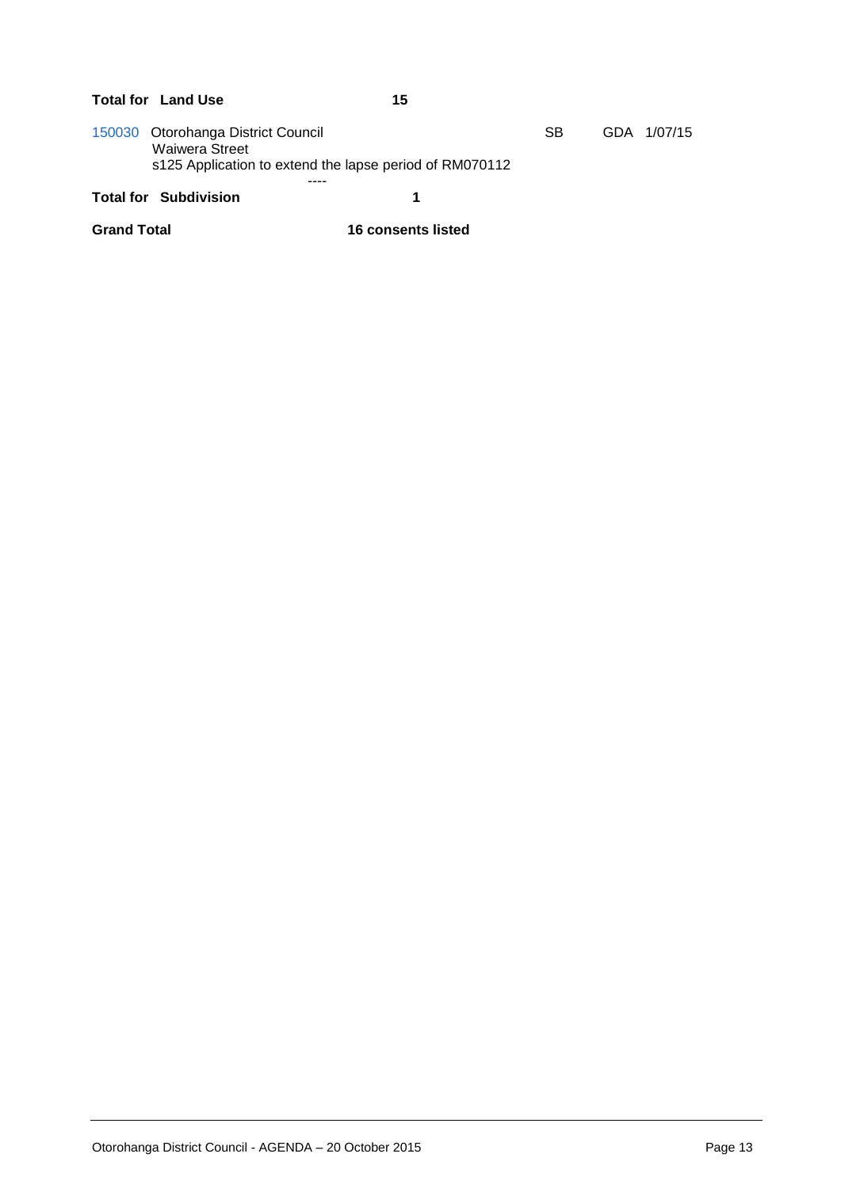**Total for Land Use** **15**

| | | | | |
|---|---|---|---|---|
| 150030 | Otorohanga District Council<br>Waiwera Street<br>s125 Application to extend the lapse period of RM070112 | SB | GDA | 1/07/15 |

----

**Total for Subdivision** **1**

**Grand Total** **16 consents listed**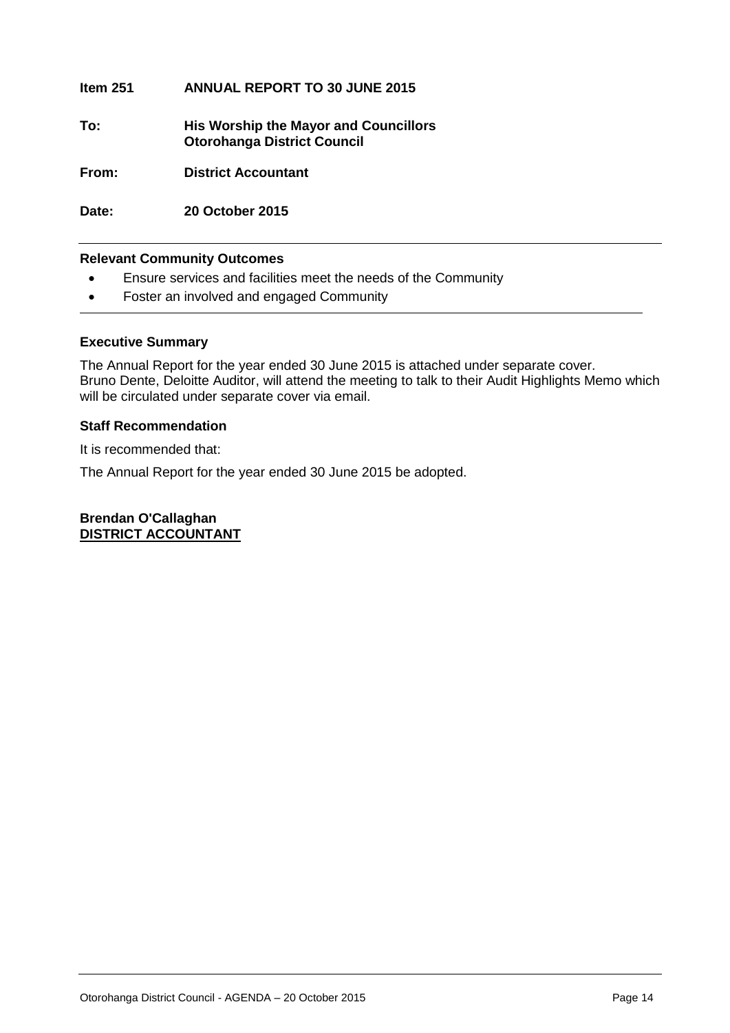**Item 251 ANNUAL REPORT TO 30 JUNE 2015**

**To: His Worship the Mayor and Councillors**
**Otorohanga District Council**

**From: District Accountant**

**Date: 20 October 2015**

---

**Relevant Community Outcomes**

- Ensure services and facilities meet the needs of the Community
- Foster an involved and engaged Community

---

**Executive Summary**

The Annual Report for the year ended 30 June 2015 is attached under separate cover.
Bruno Dente, Deloitte Auditor, will attend the meeting to talk to their Audit Highlights Memo which will be circulated under separate cover via email.

**Staff Recommendation**

It is recommended that:

The Annual Report for the year ended 30 June 2015 be adopted.

**Brendan O'Callaghan**
**DISTRICT ACCOUNTANT**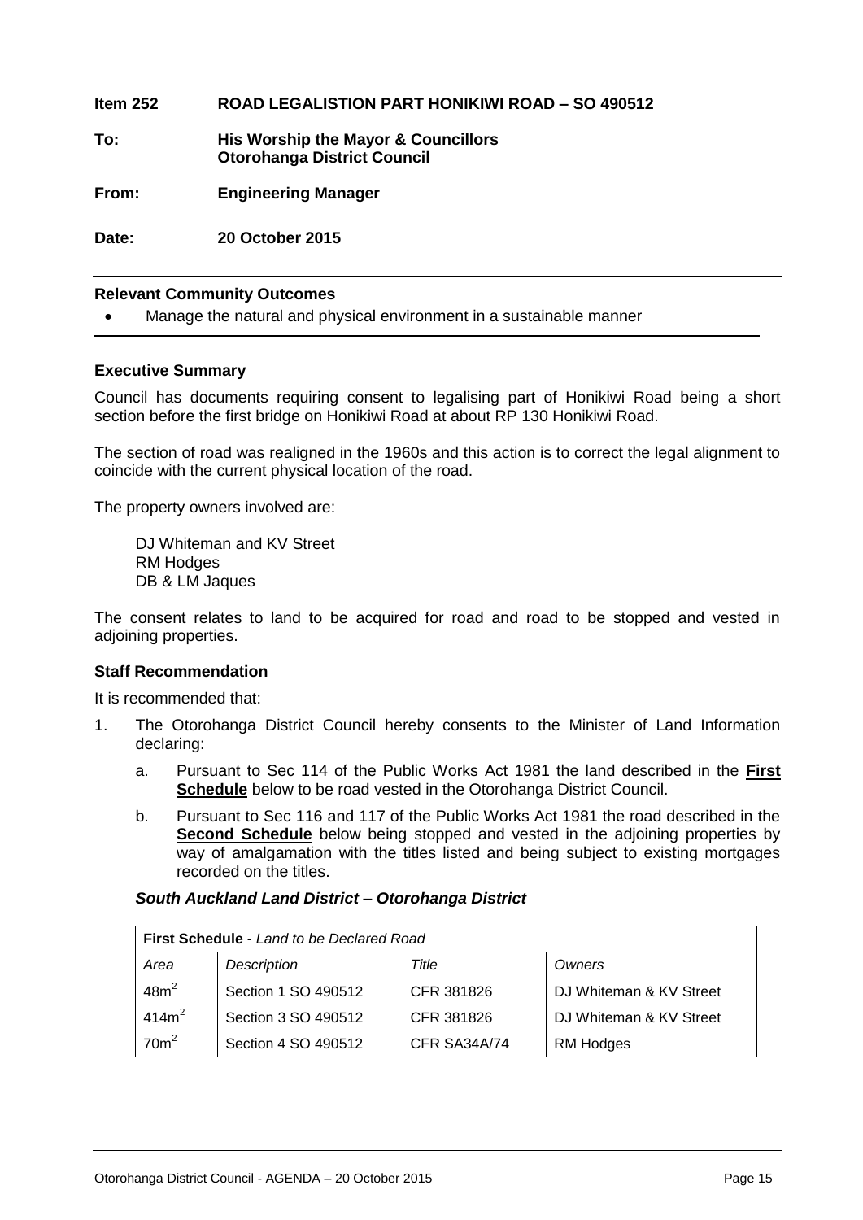**Item 252 ROAD LEGALISTION PART HONIKIWI ROAD – SO 490512**

**To:** **His Worship the Mayor & Councillors**
**Otorohanga District Council**

**From:** **Engineering Manager**

**Date:** **20 October 2015**

---

**Relevant Community Outcomes**

- Manage the natural and physical environment in a sustainable manner

---

**Executive Summary**

Council has documents requiring consent to legalising part of Honikiwi Road being a short section before the first bridge on Honikiwi Road at about RP 130 Honikiwi Road.

The section of road was realigned in the 1960s and this action is to correct the legal alignment to coincide with the current physical location of the road.

The property owners involved are:

DJ Whiteman and KV Street
RM Hodges
DB & LM Jaques

The consent relates to land to be acquired for road and road to be stopped and vested in adjoining properties.

**Staff Recommendation**

It is recommended that:

1. The Otorohanga District Council hereby consents to the Minister of Land Information declaring:

   a. Pursuant to Sec 114 of the Public Works Act 1981 the land described in the **First Schedule** below to be road vested in the Otorohanga District Council.

   b. Pursuant to Sec 116 and 117 of the Public Works Act 1981 the road described in the **Second Schedule** below being stopped and vested in the adjoining properties by way of amalgamation with the titles listed and being subject to existing mortgages recorded on the titles.

***South Auckland Land District – Otorohanga District***

| **First Schedule** - *Land to be Declared Road* | | | |
|---|---|---|---|
| *Area* | *Description* | *Title* | *Owners* |
| $48m^2$ | Section 1 SO 490512 | CFR 381826 | DJ Whiteman & KV Street |
| $414m^2$ | Section 3 SO 490512 | CFR 381826 | DJ Whiteman & KV Street |
| $70m^2$ | Section 4 SO 490512 | CFR SA34A/74 | RM Hodges |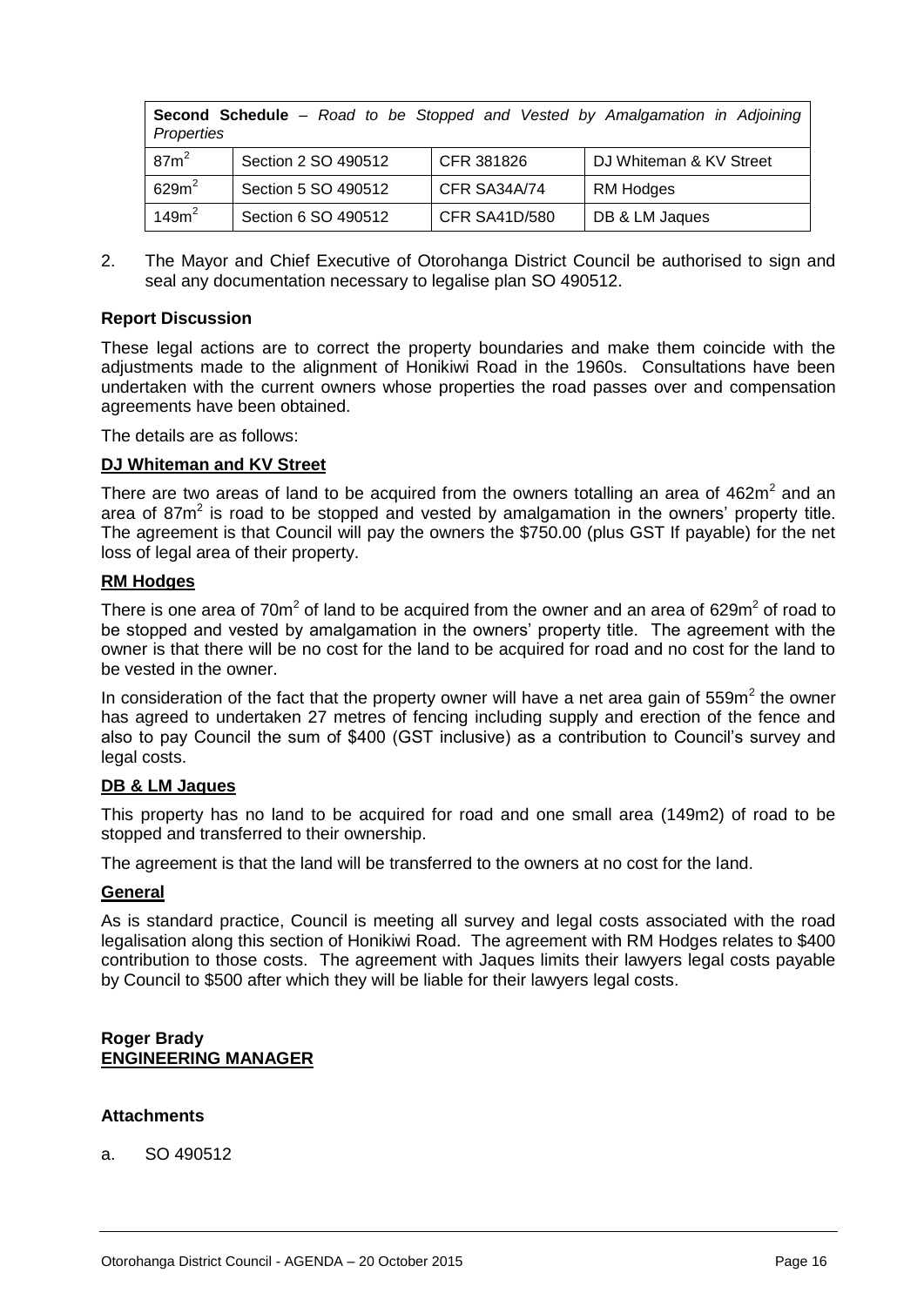| **Second Schedule** – *Road to be Stopped and Vested by Amalgamation in Adjoining Properties* | | | |
|---|---|---|---|
| $87m^2$ | Section 2 SO 490512 | CFR 381826 | DJ Whiteman & KV Street |
| $629m^2$ | Section 5 SO 490512 | CFR SA34A/74 | RM Hodges |
| $149m^2$ | Section 6 SO 490512 | CFR SA41D/580 | DB & LM Jaques |

2. The Mayor and Chief Executive of Otorohanga District Council be authorised to sign and seal any documentation necessary to legalise plan SO 490512.

**Report Discussion**

These legal actions are to correct the property boundaries and make them coincide with the adjustments made to the alignment of Honikiwi Road in the 1960s. Consultations have been undertaken with the current owners whose properties the road passes over and compensation agreements have been obtained.

The details are as follows:

**<u>DJ Whiteman and KV Street</u>**

There are two areas of land to be acquired from the owners totalling an area of $462m^2$ and an area of $87m^2$ is road to be stopped and vested by amalgamation in the owners' property title. The agreement is that Council will pay the owners the $750.00 (plus GST If payable) for the net loss of legal area of their property.

**<u>RM Hodges</u>**

There is one area of $70m^2$ of land to be acquired from the owner and an area of $629m^2$ of road to be stopped and vested by amalgamation in the owners' property title. The agreement with the owner is that there will be no cost for the land to be acquired for road and no cost for the land to be vested in the owner.

In consideration of the fact that the property owner will have a net area gain of $559m^2$ the owner has agreed to undertaken 27 metres of fencing including supply and erection of the fence and also to pay Council the sum of $400 (GST inclusive) as a contribution to Council's survey and legal costs.

**<u>DB & LM Jaques</u>**

This property has no land to be acquired for road and one small area (149m2) of road to be stopped and transferred to their ownership.

The agreement is that the land will be transferred to the owners at no cost for the land.

**<u>General</u>**

As is standard practice, Council is meeting all survey and legal costs associated with the road legalisation along this section of Honikiwi Road. The agreement with RM Hodges relates to $400 contribution to those costs. The agreement with Jaques limits their lawyers legal costs payable by Council to $500 after which they will be liable for their lawyers legal costs.

**Roger Brady**
**<u>ENGINEERING MANAGER</u>**

**Attachments**

a. SO 490512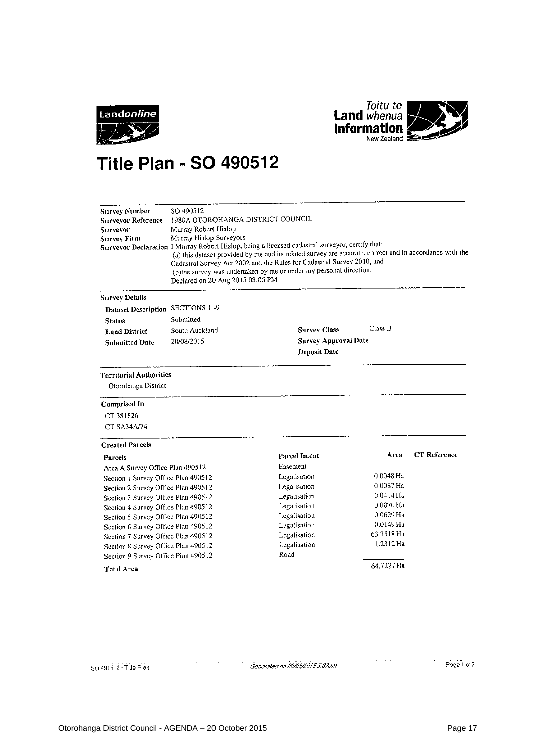Landonline

Toitu te **Land** *whenua* **Information** New Zealand

# Title Plan - SO 490512

| | |
|---|---|
| **Survey Number** | SO 490512 |
| **Surveyor Reference** | 1980A OTOROHANGA DISTRICT COUNCIL |
| **Surveyor** | Murray Robert Hislop |
| **Survey Firm** | Murray Hislop Surveyors |
| **Surveyor Declaration** | I Murray Robert Hislop, being a licensed cadastral surveyor, certify that: (a) this dataset provided by me and its related survey are accurate, correct and in accordance with the Cadastral Survey Act 2002 and the Rules for Cadastral Survey 2010, and (b)the survey was undertaken by me or under my personal direction. Declared on 20 Aug 2015 03:06 PM |

**Survey Details**

| | | | |
|---|---|---|---|
| **Dataset Description** | SECTIONS 1 -9 | | |
| **Status** | Submitted | | |
| **Land District** | South Auckland | **Survey Class** | Class B |
| **Submitted Date** | 20/08/2015 | **Survey Approval Date** | |
| | | **Deposit Date** | |

**Territorial Authorities**

Otorohanga District

**Comprised In**

CT 381826

CT SA34A/74

**Created Parcels**

| Parcels | Parcel Intent | Area | CT Reference |
|---|---|---|---|
| Area A Survey Office Plan 490512 | Easement | | |
| Section 1 Survey Office Plan 490512 | Legalisation | 0.0048 Ha | |
| Section 2 Survey Office Plan 490512 | Legalisation | 0.0087 Ha | |
| Section 3 Survey Office Plan 490512 | Legalisation | 0.0414 Ha | |
| Section 4 Survey Office Plan 490512 | Legalisation | 0.0070 Ha | |
| Section 5 Survey Office Plan 490512 | Legalisation | 0.0629 Ha | |
| Section 6 Survey Office Plan 490512 | Legalisation | 0.0149 Ha | |
| Section 7 Survey Office Plan 490512 | Legalisation | 63.3518 Ha | |
| Section 8 Survey Office Plan 490512 | Legalisation | 1.2312 Ha | |
| Section 9 Survey Office Plan 490512 | Road | | |
| **Total Area** | | 64.7227 Ha | |

SO 490512 - Title Plan — *Generated on 20/08/2015 3:07pm*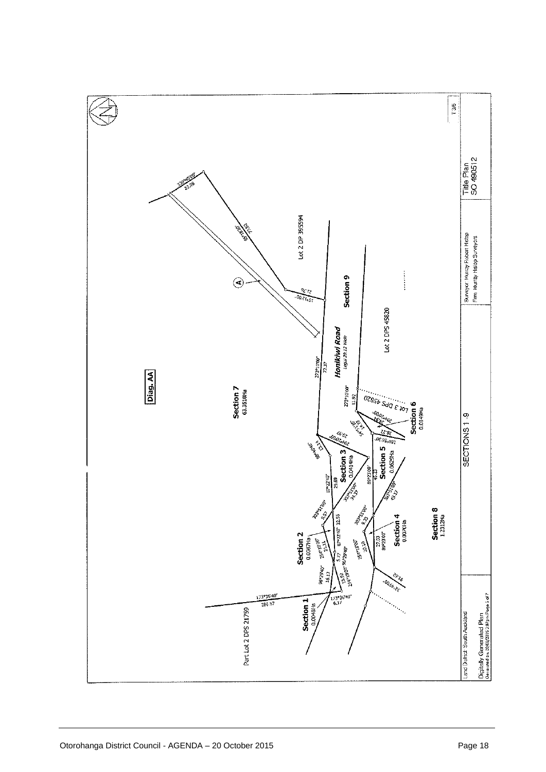Diag. AA

Section 7
63.3518Ha

Honikiwi Road
Legal 20.12 Wide

Section 9

Lot 2 DP 395594

Lot 2 DPS 45820

Lot 3 DPS 45820

Section 6
0.0149Ha

Section 5
0.0625Ha

Section 3
0.0414Ha

Section 4
0.0070Ha

Section 2
0.0087Ha

Section 1
0.0048Ha

Section 8
1.2312Ha

Part Lot 2 DPS 21759

A

330°40'00" 22.28
59°18'20" 71.60
15°12'00" 21.76
273°11'00" 72.37
273°10'00" 11.92
204°20'00" 29.94
24°51'00" 14.77
188°56'30" 28.22
204°20'00" 25.97
59°56'40" 13.14
87°22'40" 29.69
303°51'00" 34.17
89°23'00" 40.23
303°51'00" 43.17
303°51'00" 9.57
87°22'40" 22.56
303°51'00" 9.23
27.03 89°23'00"
254°18'00" 20.10
254°18'00" 21.11
5.77 96°29'40"
254°19'00" 15.02
96°29'40" 16.13
173°36'40" 286.57
173°36'40" 6.17
32°45'00" 91.02

SECTIONS 1-9

| Land District: South Auckland | Surveyor: Murray Robert Heslop | Title Plan |
|---|---|---|
| Digitally Generated Plan | Firm: Murray Heslop Surveyors | SO 490512 |

T35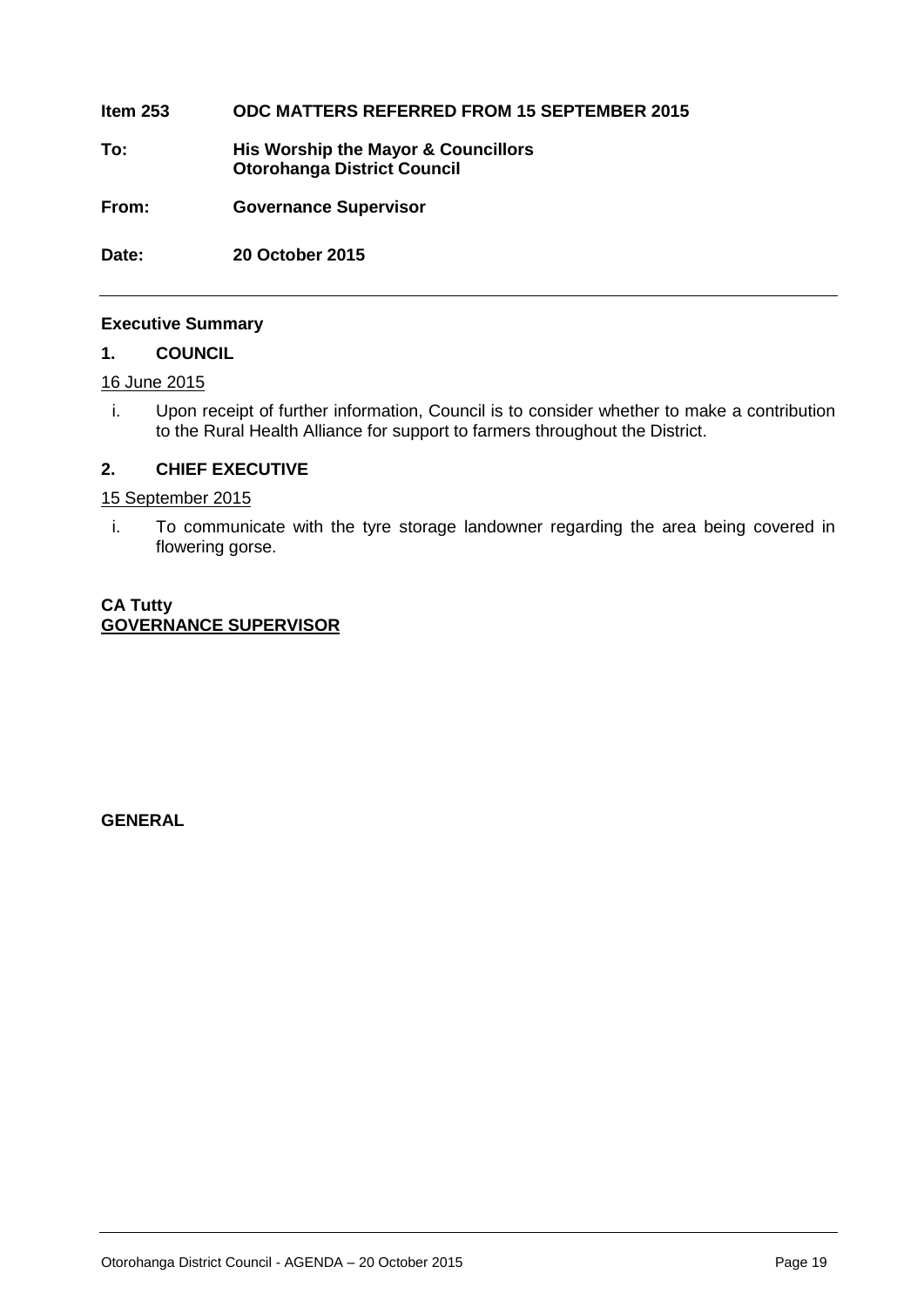**Item 253 ODC MATTERS REFERRED FROM 15 SEPTEMBER 2015**

**To: His Worship the Mayor & Councillors**
**Otorohanga District Council**

**From: Governance Supervisor**

**Date: 20 October 2015**

---

**Executive Summary**

**1. COUNCIL**

16 June 2015

i. Upon receipt of further information, Council is to consider whether to make a contribution to the Rural Health Alliance for support to farmers throughout the District.

**2. CHIEF EXECUTIVE**

15 September 2015

i. To communicate with the tyre storage landowner regarding the area being covered in flowering gorse.

**CA Tutty**
**GOVERNANCE SUPERVISOR**

**GENERAL**